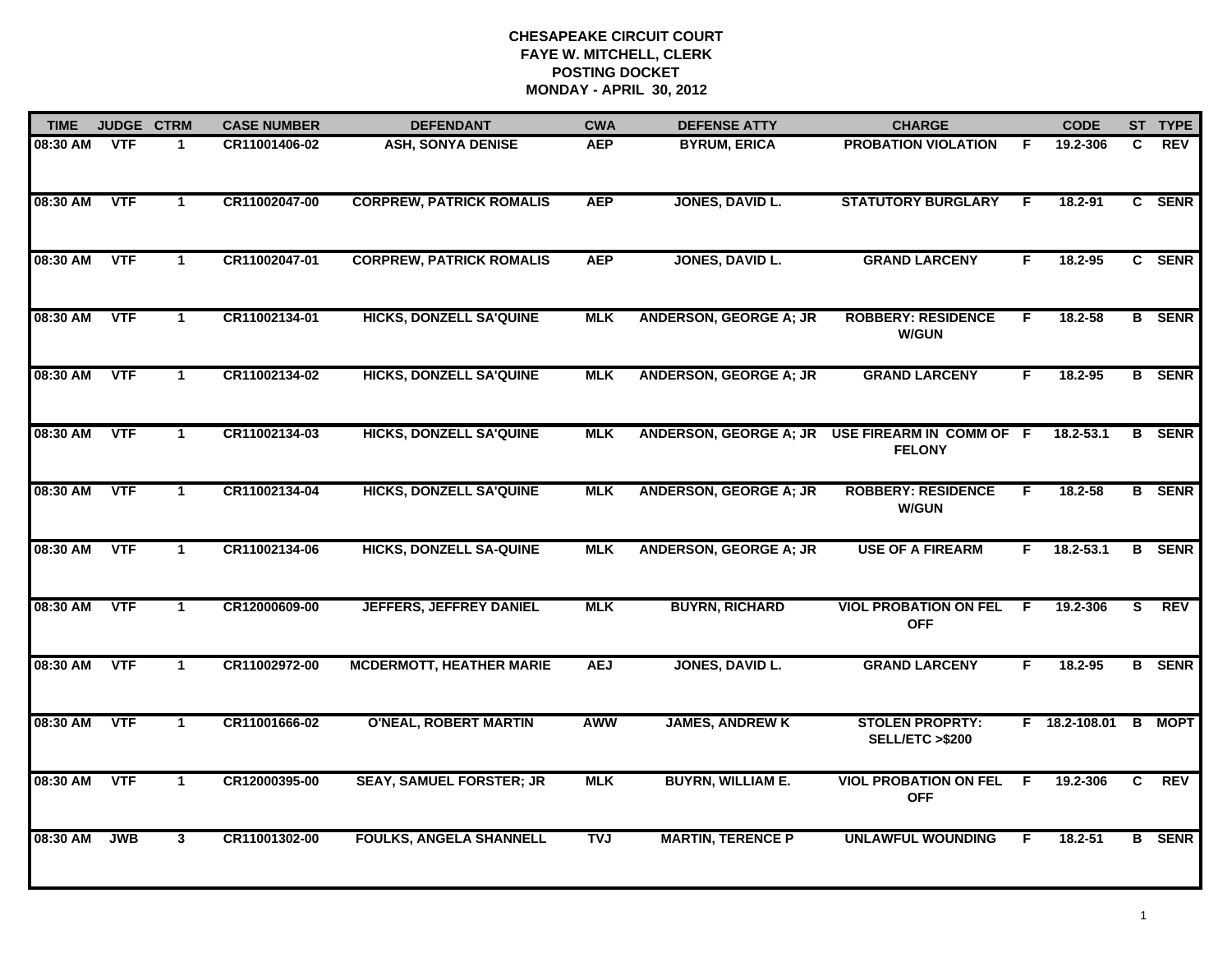**CHESAPEAKE CIRCUIT COURT**
**FAYE W. MITCHELL, CLERK**
**POSTING DOCKET**
**MONDAY - APRIL 30, 2012**

| TIME | JUDGE | CTRM | CASE NUMBER | DEFENDANT | CWA | DEFENSE ATTY | CHARGE | | CODE | ST | TYPE |
|---|---|---|---|---|---|---|---|---|---|---|---|
| 08:30 AM | VTF | 1 | CR11001406-02 | ASH, SONYA DENISE | AEP | BYRUM, ERICA | PROBATION VIOLATION | F | 19.2-306 | C | REV |
| 08:30 AM | VTF | 1 | CR11002047-00 | CORPREW, PATRICK ROMALIS | AEP | JONES, DAVID L. | STATUTORY BURGLARY | F | 18.2-91 | C | SENR |
| 08:30 AM | VTF | 1 | CR11002047-01 | CORPREW, PATRICK ROMALIS | AEP | JONES, DAVID L. | GRAND LARCENY | F | 18.2-95 | C | SENR |
| 08:30 AM | VTF | 1 | CR11002134-01 | HICKS, DONZELL SA'QUINE | MLK | ANDERSON, GEORGE A; JR | ROBBERY: RESIDENCE W/GUN | F | 18.2-58 | B | SENR |
| 08:30 AM | VTF | 1 | CR11002134-02 | HICKS, DONZELL SA'QUINE | MLK | ANDERSON, GEORGE A; JR | GRAND LARCENY | F | 18.2-95 | B | SENR |
| 08:30 AM | VTF | 1 | CR11002134-03 | HICKS, DONZELL SA'QUINE | MLK | ANDERSON, GEORGE A; JR | USE FIREARM IN COMM OF FELONY | F | 18.2-53.1 | B | SENR |
| 08:30 AM | VTF | 1 | CR11002134-04 | HICKS, DONZELL SA'QUINE | MLK | ANDERSON, GEORGE A; JR | ROBBERY: RESIDENCE W/GUN | F | 18.2-58 | B | SENR |
| 08:30 AM | VTF | 1 | CR11002134-06 | HICKS, DONZELL SA-QUINE | MLK | ANDERSON, GEORGE A; JR | USE OF A FIREARM | F | 18.2-53.1 | B | SENR |
| 08:30 AM | VTF | 1 | CR12000609-00 | JEFFERS, JEFFREY DANIEL | MLK | BUYRN, RICHARD | VIOL PROBATION ON FEL OFF | F | 19.2-306 | S | REV |
| 08:30 AM | VTF | 1 | CR11002972-00 | MCDERMOTT, HEATHER MARIE | AEJ | JONES, DAVID L. | GRAND LARCENY | F | 18.2-95 | B | SENR |
| 08:30 AM | VTF | 1 | CR11001666-02 | O'NEAL, ROBERT MARTIN | AWW | JAMES, ANDREW K | STOLEN PROPRTY: SELL/ETC >$200 | F | 18.2-108.01 | B | MOPT |
| 08:30 AM | VTF | 1 | CR12000395-00 | SEAY, SAMUEL FORSTER; JR | MLK | BUYRN, WILLIAM E. | VIOL PROBATION ON FEL OFF | F | 19.2-306 | C | REV |
| 08:30 AM | JWB | 3 | CR11001302-00 | FOULKS, ANGELA SHANNELL | TVJ | MARTIN, TERENCE P | UNLAWFUL WOUNDING | F | 18.2-51 | B | SENR |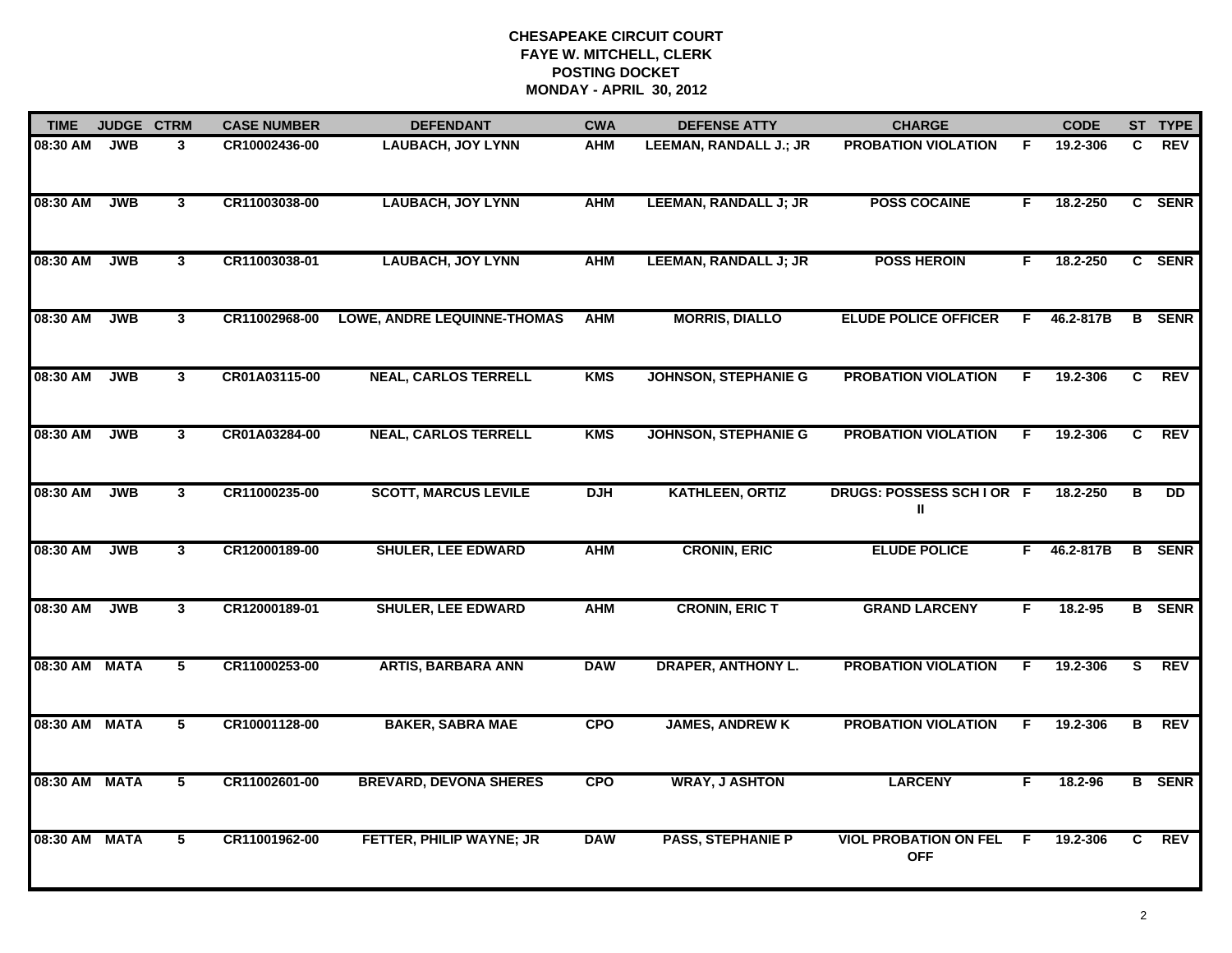**CHESAPEAKE CIRCUIT COURT**
**FAYE W. MITCHELL, CLERK**
**POSTING DOCKET**
**MONDAY - APRIL 30, 2012**

| TIME | JUDGE | CTRM | CASE NUMBER | DEFENDANT | CWA | DEFENSE ATTY | CHARGE | | CODE | ST | TYPE |
|---|---|---|---|---|---|---|---|---|---|---|---|
| 08:30 AM | JWB | 3 | CR10002436-00 | LAUBACH, JOY LYNN | AHM | LEEMAN, RANDALL J.; JR | PROBATION VIOLATION | F | 19.2-306 | C | REV |
| 08:30 AM | JWB | 3 | CR11003038-00 | LAUBACH, JOY LYNN | AHM | LEEMAN, RANDALL J; JR | POSS COCAINE | F | 18.2-250 | C | SENR |
| 08:30 AM | JWB | 3 | CR11003038-01 | LAUBACH, JOY LYNN | AHM | LEEMAN, RANDALL J; JR | POSS HEROIN | F | 18.2-250 | C | SENR |
| 08:30 AM | JWB | 3 | CR11002968-00 | LOWE, ANDRE LEQUINNE-THOMAS | AHM | MORRIS, DIALLO | ELUDE POLICE OFFICER | F | 46.2-817B | B | SENR |
| 08:30 AM | JWB | 3 | CR01A03115-00 | NEAL, CARLOS TERRELL | KMS | JOHNSON, STEPHANIE G | PROBATION VIOLATION | F | 19.2-306 | C | REV |
| 08:30 AM | JWB | 3 | CR01A03284-00 | NEAL, CARLOS TERRELL | KMS | JOHNSON, STEPHANIE G | PROBATION VIOLATION | F | 19.2-306 | C | REV |
| 08:30 AM | JWB | 3 | CR11000235-00 | SCOTT, MARCUS LEVILE | DJH | KATHLEEN, ORTIZ | DRUGS: POSSESS SCH I OR II | F | 18.2-250 | B | DD |
| 08:30 AM | JWB | 3 | CR12000189-00 | SHULER, LEE EDWARD | AHM | CRONIN, ERIC | ELUDE POLICE | F | 46.2-817B | B | SENR |
| 08:30 AM | JWB | 3 | CR12000189-01 | SHULER, LEE EDWARD | AHM | CRONIN, ERIC T | GRAND LARCENY | F | 18.2-95 | B | SENR |
| 08:30 AM | MATA | 5 | CR11000253-00 | ARTIS, BARBARA ANN | DAW | DRAPER, ANTHONY L. | PROBATION VIOLATION | F | 19.2-306 | S | REV |
| 08:30 AM | MATA | 5 | CR10001128-00 | BAKER, SABRA MAE | CPO | JAMES, ANDREW K | PROBATION VIOLATION | F | 19.2-306 | B | REV |
| 08:30 AM | MATA | 5 | CR11002601-00 | BREVARD, DEVONA SHERES | CPO | WRAY, J ASHTON | LARCENY | F | 18.2-96 | B | SENR |
| 08:30 AM | MATA | 5 | CR11001962-00 | FETTER, PHILIP WAYNE; JR | DAW | PASS, STEPHANIE P | VIOL PROBATION ON FEL OFF | F | 19.2-306 | C | REV |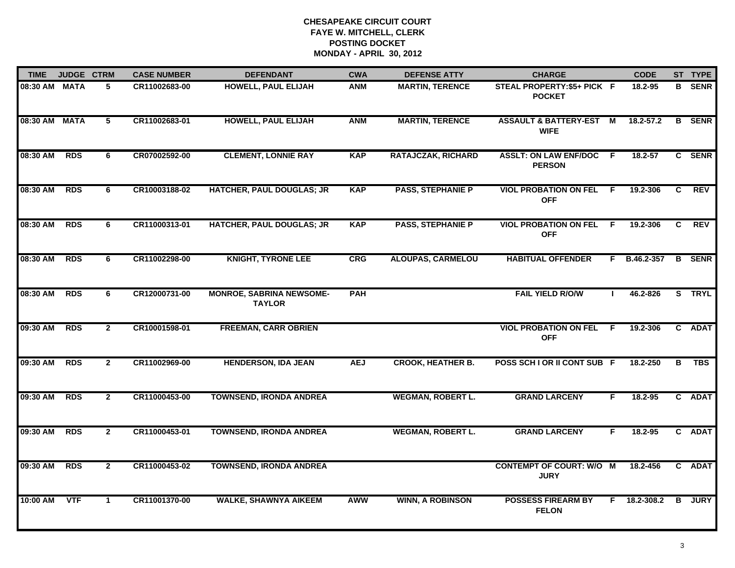# CHESAPEAKE CIRCUIT COURT
## FAYE W. MITCHELL, CLERK
## POSTING DOCKET
## MONDAY - APRIL 30, 2012

| TIME | JUDGE | CTRM | CASE NUMBER | DEFENDANT | CWA | DEFENSE ATTY | CHARGE | | CODE | ST | TYPE |
|---|---|---|---|---|---|---|---|---|---|---|---|
| 08:30 AM | MATA | 5 | CR11002683-00 | HOWELL, PAUL ELIJAH | ANM | MARTIN, TERENCE | STEAL PROPERTY:$5+ PICK POCKET | F | 18.2-95 | B | SENR |
| 08:30 AM | MATA | 5 | CR11002683-01 | HOWELL, PAUL ELIJAH | ANM | MARTIN, TERENCE | ASSAULT & BATTERY-EST WIFE | M | 18.2-57.2 | B | SENR |
| 08:30 AM | RDS | 6 | CR07002592-00 | CLEMENT, LONNIE RAY | KAP | RATAJCZAK, RICHARD | ASSLT: ON LAW ENF/DOC PERSON | F | 18.2-57 | C | SENR |
| 08:30 AM | RDS | 6 | CR10003188-02 | HATCHER, PAUL DOUGLAS; JR | KAP | PASS, STEPHANIE P | VIOL PROBATION ON FEL OFF | F | 19.2-306 | C | REV |
| 08:30 AM | RDS | 6 | CR11000313-01 | HATCHER, PAUL DOUGLAS; JR | KAP | PASS, STEPHANIE P | VIOL PROBATION ON FEL OFF | F | 19.2-306 | C | REV |
| 08:30 AM | RDS | 6 | CR11002298-00 | KNIGHT, TYRONE LEE | CRG | ALOUPAS, CARMELOU | HABITUAL OFFENDER | F | B.46.2-357 | B | SENR |
| 08:30 AM | RDS | 6 | CR12000731-00 | MONROE, SABRINA NEWSOME-TAYLOR | PAH | | FAIL YIELD R/O/W | I | 46.2-826 | S | TRYL |
| 09:30 AM | RDS | 2 | CR10001598-01 | FREEMAN, CARR OBRIEN | | | VIOL PROBATION ON FEL OFF | F | 19.2-306 | C | ADAT |
| 09:30 AM | RDS | 2 | CR11002969-00 | HENDERSON, IDA JEAN | AEJ | CROOK, HEATHER B. | POSS SCH I OR II CONT SUB | F | 18.2-250 | B | TBS |
| 09:30 AM | RDS | 2 | CR11000453-00 | TOWNSEND, IRONDA ANDREA | | WEGMAN, ROBERT L. | GRAND LARCENY | F | 18.2-95 | C | ADAT |
| 09:30 AM | RDS | 2 | CR11000453-01 | TOWNSEND, IRONDA ANDREA | | WEGMAN, ROBERT L. | GRAND LARCENY | F | 18.2-95 | C | ADAT |
| 09:30 AM | RDS | 2 | CR11000453-02 | TOWNSEND, IRONDA ANDREA | | | CONTEMPT OF COURT: W/O JURY | M | 18.2-456 | C | ADAT |
| 10:00 AM | VTF | 1 | CR11001370-00 | WALKE, SHAWNYA AIKEEM | AWW | WINN, A ROBINSON | POSSESS FIREARM BY FELON | F | 18.2-308.2 | B | JURY |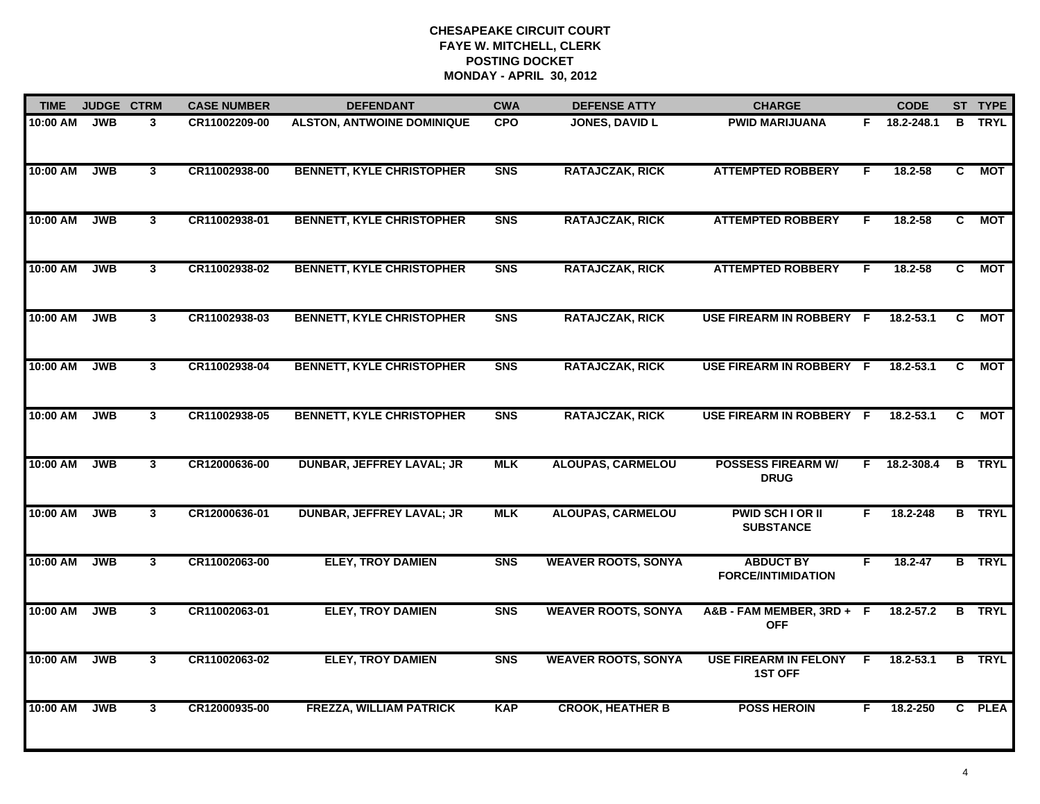# CHESAPEAKE CIRCUIT COURT
## FAYE W. MITCHELL, CLERK
## POSTING DOCKET
## MONDAY - APRIL 30, 2012

| TIME | JUDGE | CTRM | CASE NUMBER | DEFENDANT | CWA | DEFENSE ATTY | CHARGE | | CODE | ST | TYPE |
|---|---|---|---|---|---|---|---|---|---|---|---|
| 10:00 AM | JWB | 3 | CR11002209-00 | ALSTON, ANTWOINE DOMINIQUE | CPO | JONES, DAVID L | PWID MARIJUANA | F | 18.2-248.1 | B | TRYL |
| 10:00 AM | JWB | 3 | CR11002938-00 | BENNETT, KYLE CHRISTOPHER | SNS | RATAJCZAK, RICK | ATTEMPTED ROBBERY | F | 18.2-58 | C | MOT |
| 10:00 AM | JWB | 3 | CR11002938-01 | BENNETT, KYLE CHRISTOPHER | SNS | RATAJCZAK, RICK | ATTEMPTED ROBBERY | F | 18.2-58 | C | MOT |
| 10:00 AM | JWB | 3 | CR11002938-02 | BENNETT, KYLE CHRISTOPHER | SNS | RATAJCZAK, RICK | ATTEMPTED ROBBERY | F | 18.2-58 | C | MOT |
| 10:00 AM | JWB | 3 | CR11002938-03 | BENNETT, KYLE CHRISTOPHER | SNS | RATAJCZAK, RICK | USE FIREARM IN ROBBERY | F | 18.2-53.1 | C | MOT |
| 10:00 AM | JWB | 3 | CR11002938-04 | BENNETT, KYLE CHRISTOPHER | SNS | RATAJCZAK, RICK | USE FIREARM IN ROBBERY | F | 18.2-53.1 | C | MOT |
| 10:00 AM | JWB | 3 | CR11002938-05 | BENNETT, KYLE CHRISTOPHER | SNS | RATAJCZAK, RICK | USE FIREARM IN ROBBERY | F | 18.2-53.1 | C | MOT |
| 10:00 AM | JWB | 3 | CR12000636-00 | DUNBAR, JEFFREY LAVAL; JR | MLK | ALOUPAS, CARMELOU | POSSESS FIREARM W/ DRUG | F | 18.2-308.4 | B | TRYL |
| 10:00 AM | JWB | 3 | CR12000636-01 | DUNBAR, JEFFREY LAVAL; JR | MLK | ALOUPAS, CARMELOU | PWID SCH I OR II SUBSTANCE | F | 18.2-248 | B | TRYL |
| 10:00 AM | JWB | 3 | CR11002063-00 | ELEY, TROY DAMIEN | SNS | WEAVER ROOTS, SONYA | ABDUCT BY FORCE/INTIMIDATION | F | 18.2-47 | B | TRYL |
| 10:00 AM | JWB | 3 | CR11002063-01 | ELEY, TROY DAMIEN | SNS | WEAVER ROOTS, SONYA | A&B - FAM MEMBER, 3RD + OFF | F | 18.2-57.2 | B | TRYL |
| 10:00 AM | JWB | 3 | CR11002063-02 | ELEY, TROY DAMIEN | SNS | WEAVER ROOTS, SONYA | USE FIREARM IN FELONY 1ST OFF | F | 18.2-53.1 | B | TRYL |
| 10:00 AM | JWB | 3 | CR12000935-00 | FREZZA, WILLIAM PATRICK | KAP | CROOK, HEATHER B | POSS HEROIN | F | 18.2-250 | C | PLEA |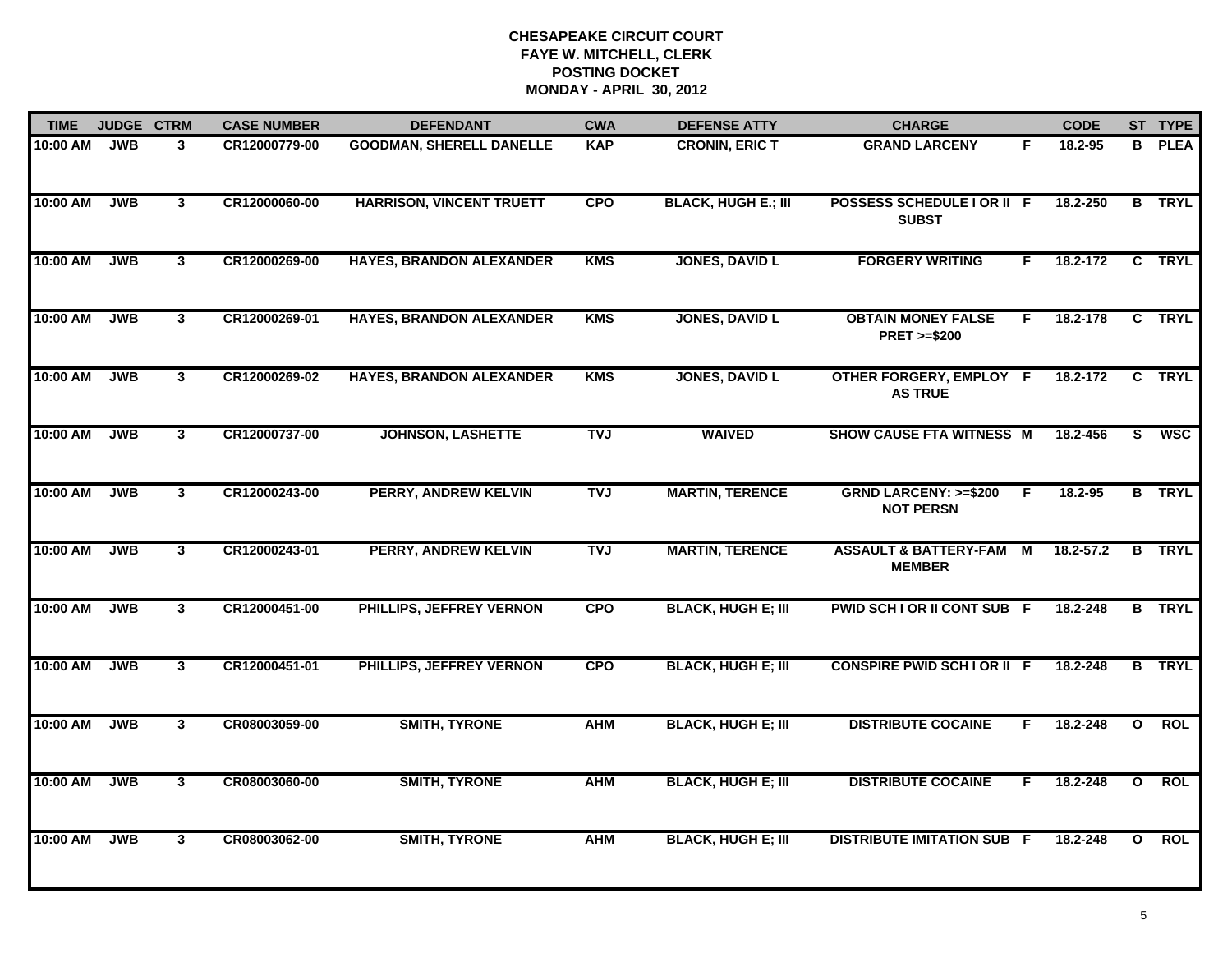# CHESAPEAKE CIRCUIT COURT
## FAYE W. MITCHELL, CLERK
## POSTING DOCKET
## MONDAY - APRIL 30, 2012

| TIME | JUDGE | CTRM | CASE NUMBER | DEFENDANT | CWA | DEFENSE ATTY | CHARGE | | CODE | ST | TYPE |
|---|---|---|---|---|---|---|---|---|---|---|---|
| 10:00 AM | JWB | 3 | CR12000779-00 | GOODMAN, SHERELL DANELLE | KAP | CRONIN, ERIC T | GRAND LARCENY | F | 18.2-95 | B | PLEA |
| 10:00 AM | JWB | 3 | CR12000060-00 | HARRISON, VINCENT TRUETT | CPO | BLACK, HUGH E.; III | POSSESS SCHEDULE I OR II SUBST | F | 18.2-250 | B | TRYL |
| 10:00 AM | JWB | 3 | CR12000269-00 | HAYES, BRANDON ALEXANDER | KMS | JONES, DAVID L | FORGERY WRITING | F | 18.2-172 | C | TRYL |
| 10:00 AM | JWB | 3 | CR12000269-01 | HAYES, BRANDON ALEXANDER | KMS | JONES, DAVID L | OBTAIN MONEY FALSE PRET >=$200 | F | 18.2-178 | C | TRYL |
| 10:00 AM | JWB | 3 | CR12000269-02 | HAYES, BRANDON ALEXANDER | KMS | JONES, DAVID L | OTHER FORGERY, EMPLOY AS TRUE | F | 18.2-172 | C | TRYL |
| 10:00 AM | JWB | 3 | CR12000737-00 | JOHNSON, LASHETTE | TVJ | WAIVED | SHOW CAUSE FTA WITNESS | M | 18.2-456 | S | WSC |
| 10:00 AM | JWB | 3 | CR12000243-00 | PERRY, ANDREW KELVIN | TVJ | MARTIN, TERENCE | GRND LARCENY: >=$200 NOT PERSN | F | 18.2-95 | B | TRYL |
| 10:00 AM | JWB | 3 | CR12000243-01 | PERRY, ANDREW KELVIN | TVJ | MARTIN, TERENCE | ASSAULT & BATTERY-FAM MEMBER | M | 18.2-57.2 | B | TRYL |
| 10:00 AM | JWB | 3 | CR12000451-00 | PHILLIPS, JEFFREY VERNON | CPO | BLACK, HUGH E; III | PWID SCH I OR II CONT SUB | F | 18.2-248 | B | TRYL |
| 10:00 AM | JWB | 3 | CR12000451-01 | PHILLIPS, JEFFREY VERNON | CPO | BLACK, HUGH E; III | CONSPIRE PWID SCH I OR II | F | 18.2-248 | B | TRYL |
| 10:00 AM | JWB | 3 | CR08003059-00 | SMITH, TYRONE | AHM | BLACK, HUGH E; III | DISTRIBUTE COCAINE | F | 18.2-248 | O | ROL |
| 10:00 AM | JWB | 3 | CR08003060-00 | SMITH, TYRONE | AHM | BLACK, HUGH E; III | DISTRIBUTE COCAINE | F | 18.2-248 | O | ROL |
| 10:00 AM | JWB | 3 | CR08003062-00 | SMITH, TYRONE | AHM | BLACK, HUGH E; III | DISTRIBUTE IMITATION SUB | F | 18.2-248 | O | ROL |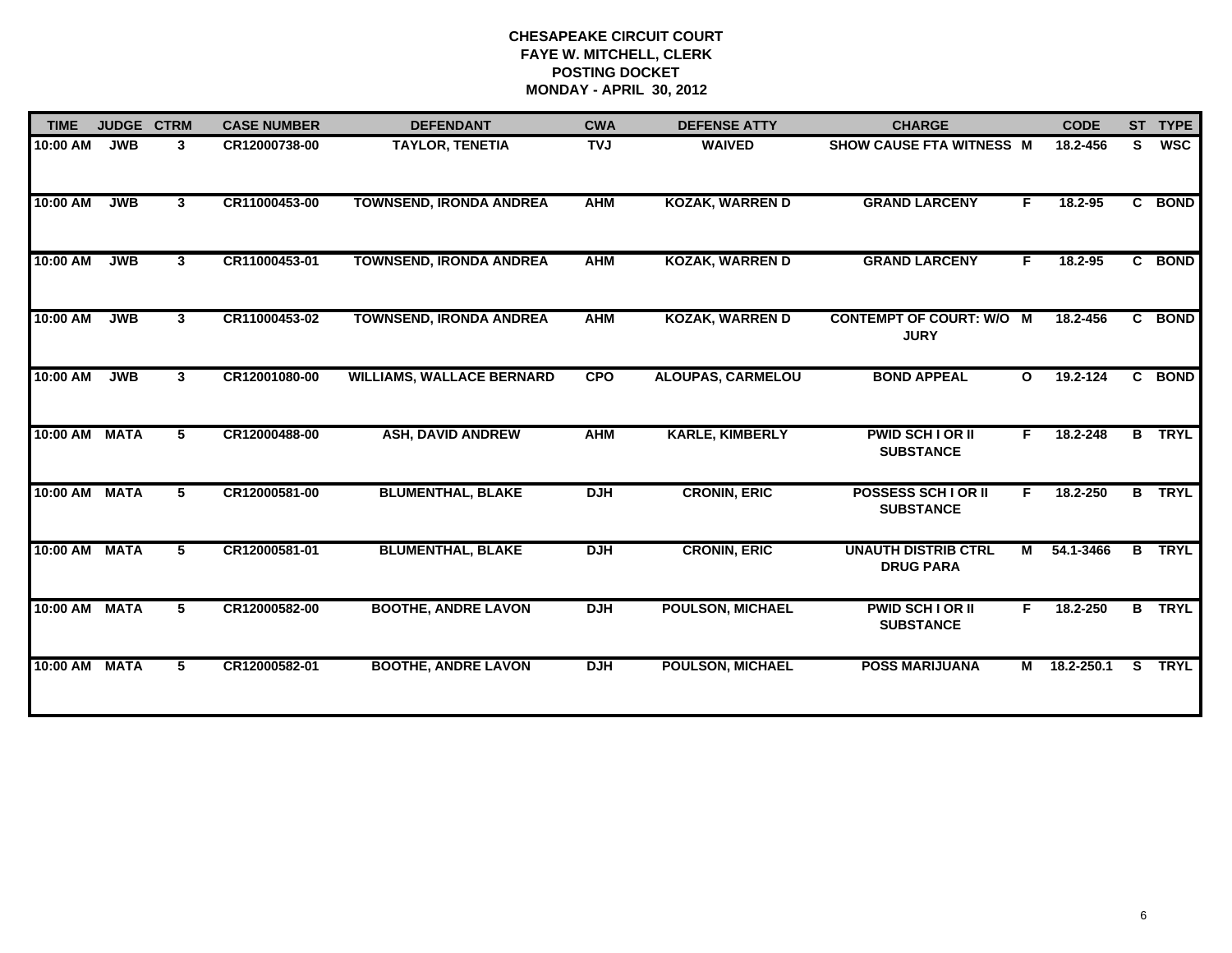# CHESAPEAKE CIRCUIT COURT
## FAYE W. MITCHELL, CLERK
## POSTING DOCKET
## MONDAY - APRIL 30, 2012

| TIME | JUDGE | CTRM | CASE NUMBER | DEFENDANT | CWA | DEFENSE ATTY | CHARGE | | CODE | ST | TYPE |
|---|---|---|---|---|---|---|---|---|---|---|---|
| 10:00 AM | JWB | 3 | CR12000738-00 | TAYLOR, TENETIA | TVJ | WAIVED | SHOW CAUSE FTA WITNESS | M | 18.2-456 | S | WSC |
| 10:00 AM | JWB | 3 | CR11000453-00 | TOWNSEND, IRONDA ANDREA | AHM | KOZAK, WARREN D | GRAND LARCENY | F | 18.2-95 | C | BOND |
| 10:00 AM | JWB | 3 | CR11000453-01 | TOWNSEND, IRONDA ANDREA | AHM | KOZAK, WARREN D | GRAND LARCENY | F | 18.2-95 | C | BOND |
| 10:00 AM | JWB | 3 | CR11000453-02 | TOWNSEND, IRONDA ANDREA | AHM | KOZAK, WARREN D | CONTEMPT OF COURT: W/O JURY | M | 18.2-456 | C | BOND |
| 10:00 AM | JWB | 3 | CR12001080-00 | WILLIAMS, WALLACE BERNARD | CPO | ALOUPAS, CARMELOU | BOND APPEAL | O | 19.2-124 | C | BOND |
| 10:00 AM | MATA | 5 | CR12000488-00 | ASH, DAVID ANDREW | AHM | KARLE, KIMBERLY | PWID SCH I OR II SUBSTANCE | F | 18.2-248 | B | TRYL |
| 10:00 AM | MATA | 5 | CR12000581-00 | BLUMENTHAL, BLAKE | DJH | CRONIN, ERIC | POSSESS SCH I OR II SUBSTANCE | F | 18.2-250 | B | TRYL |
| 10:00 AM | MATA | 5 | CR12000581-01 | BLUMENTHAL, BLAKE | DJH | CRONIN, ERIC | UNAUTH DISTRIB CTRL DRUG PARA | M | 54.1-3466 | B | TRYL |
| 10:00 AM | MATA | 5 | CR12000582-00 | BOOTHE, ANDRE LAVON | DJH | POULSON, MICHAEL | PWID SCH I OR II SUBSTANCE | F | 18.2-250 | B | TRYL |
| 10:00 AM | MATA | 5 | CR12000582-01 | BOOTHE, ANDRE LAVON | DJH | POULSON, MICHAEL | POSS MARIJUANA | M | 18.2-250.1 | S | TRYL |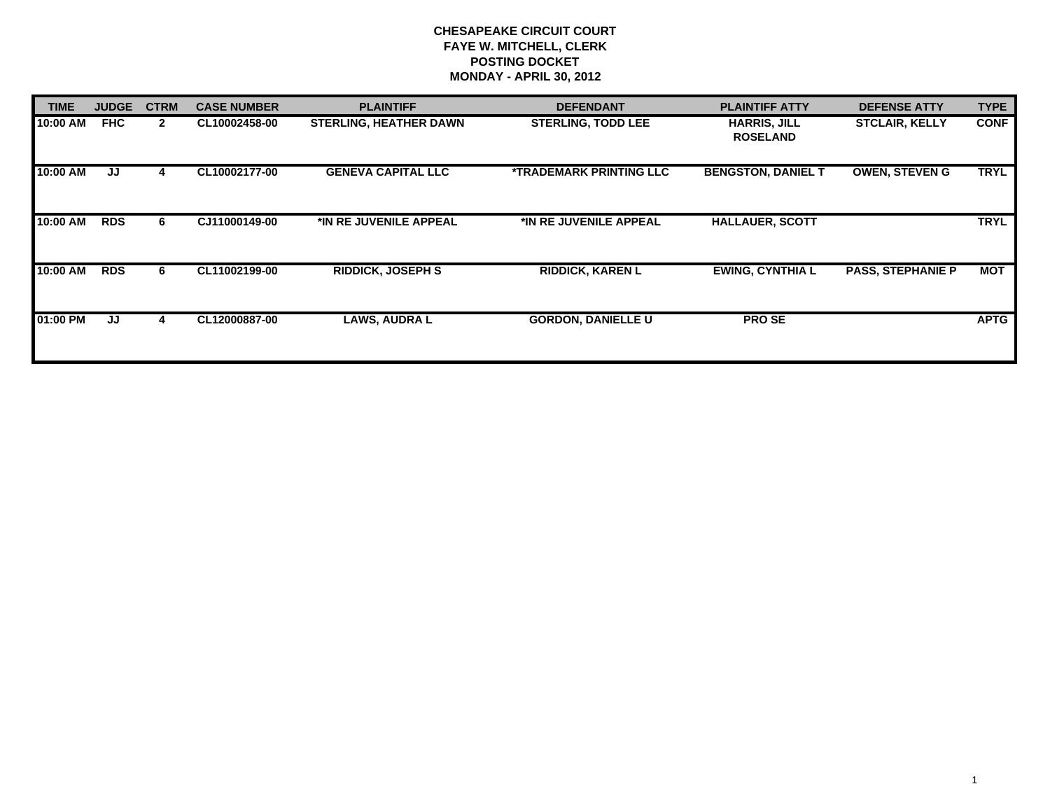**CHESAPEAKE CIRCUIT COURT**
**FAYE W. MITCHELL, CLERK**
**POSTING DOCKET**
**MONDAY - APRIL 30, 2012**

| TIME | JUDGE | CTRM | CASE NUMBER | PLAINTIFF | DEFENDANT | PLAINTIFF ATTY | DEFENSE ATTY | TYPE |
|---|---|---|---|---|---|---|---|---|
| 10:00 AM | FHC | 2 | CL10002458-00 | STERLING, HEATHER DAWN | STERLING, TODD LEE | HARRIS, JILL ROSELAND | STCLAIR, KELLY | CONF |
| 10:00 AM | JJ | 4 | CL10002177-00 | GENEVA CAPITAL LLC | *TRADEMARK PRINTING LLC | BENGSTON, DANIEL T | OWEN, STEVEN G | TRYL |
| 10:00 AM | RDS | 6 | CJ11000149-00 | *IN RE JUVENILE APPEAL | *IN RE JUVENILE APPEAL | HALLAUER, SCOTT | | TRYL |
| 10:00 AM | RDS | 6 | CL11002199-00 | RIDDICK, JOSEPH S | RIDDICK, KAREN L | EWING, CYNTHIA L | PASS, STEPHANIE P | MOT |
| 01:00 PM | JJ | 4 | CL12000887-00 | LAWS, AUDRA L | GORDON, DANIELLE U | PRO SE | | APTG |